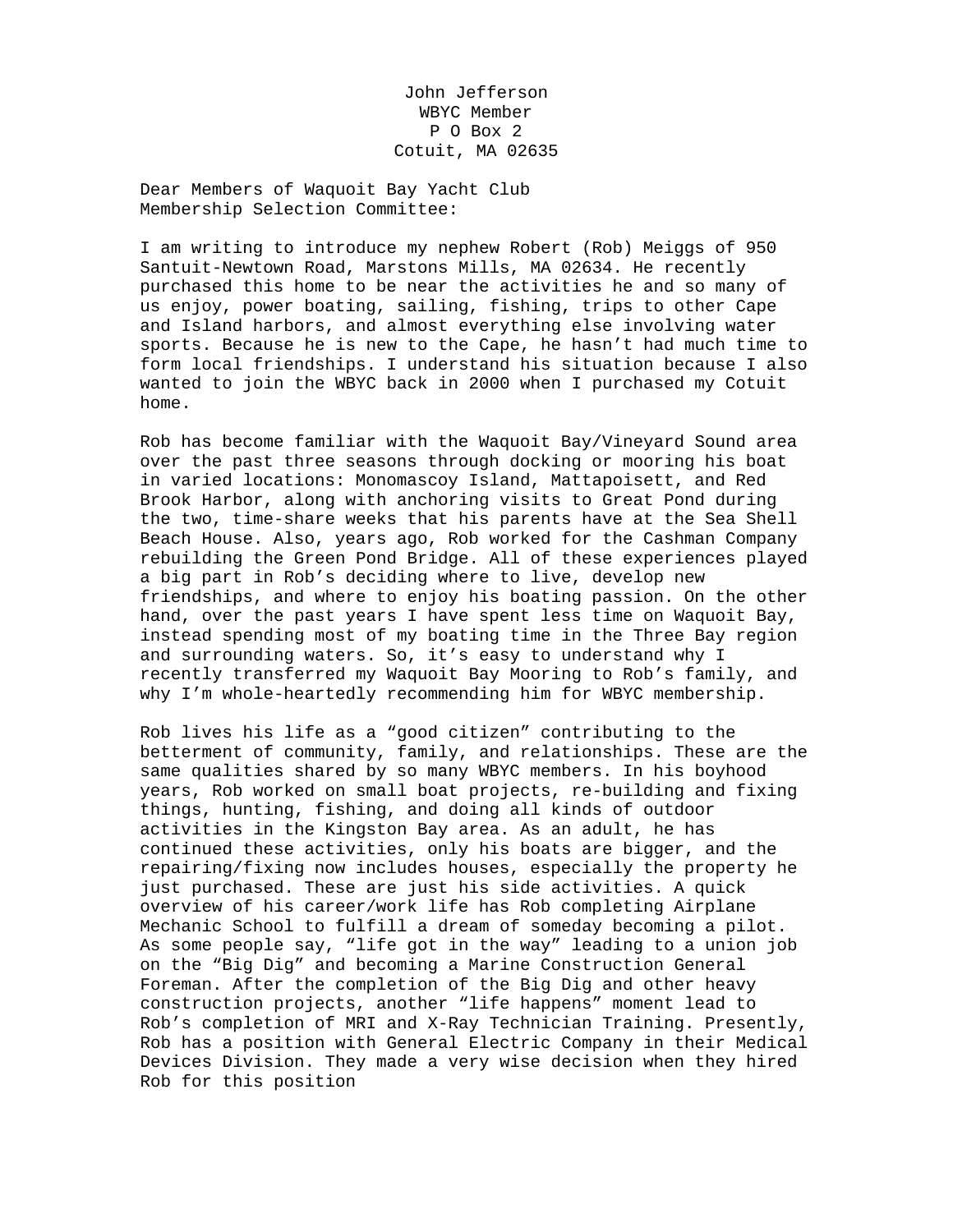John Jefferson  
WBYC Member  
P O Box 2  
Cotuit, MA 02635

Dear Members of Waquoit Bay Yacht Club Membership Selection Committee:

I am writing to introduce my nephew Robert (Rob) Meiggs of 950 Santuit-Newtown Road, Marstons Mills, MA 02634. He recently purchased this home to be near the activities he and so many of us enjoy, power boating, sailing, fishing, trips to other Cape and Island harbors, and almost everything else involving water sports. Because he is new to the Cape, he hasn't had much time to form local friendships. I understand his situation because I also wanted to join the WBYC back in 2000 when I purchased my Cotuit home.

Rob has become familiar with the Waquoit Bay/Vineyard Sound area over the past three seasons through docking or mooring his boat in varied locations: Monomascoy Island, Mattapoisett, and Red Brook Harbor, along with anchoring visits to Great Pond during the two, time-share weeks that his parents have at the Sea Shell Beach House. Also, years ago, Rob worked for the Cashman Company rebuilding the Green Pond Bridge. All of these experiences played a big part in Rob's deciding where to live, develop new friendships, and where to enjoy his boating passion. On the other hand, over the past years I have spent less time on Waquoit Bay, instead spending most of my boating time in the Three Bay region and surrounding waters. So, it's easy to understand why I recently transferred my Waquoit Bay Mooring to Rob's family, and why I'm whole-heartedly recommending him for WBYC membership.

Rob lives his life as a "good citizen" contributing to the betterment of community, family, and relationships. These are the same qualities shared by so many WBYC members. In his boyhood years, Rob worked on small boat projects, re-building and fixing things, hunting, fishing, and doing all kinds of outdoor activities in the Kingston Bay area. As an adult, he has continued these activities, only his boats are bigger, and the repairing/fixing now includes houses, especially the property he just purchased. These are just his side activities. A quick overview of his career/work life has Rob completing Airplane Mechanic School to fulfill a dream of someday becoming a pilot. As some people say, "life got in the way" leading to a union job on the "Big Dig" and becoming a Marine Construction General Foreman. After the completion of the Big Dig and other heavy construction projects, another "life happens" moment lead to Rob's completion of MRI and X-Ray Technician Training. Presently, Rob has a position with General Electric Company in their Medical Devices Division. They made a very wise decision when they hired Rob for this position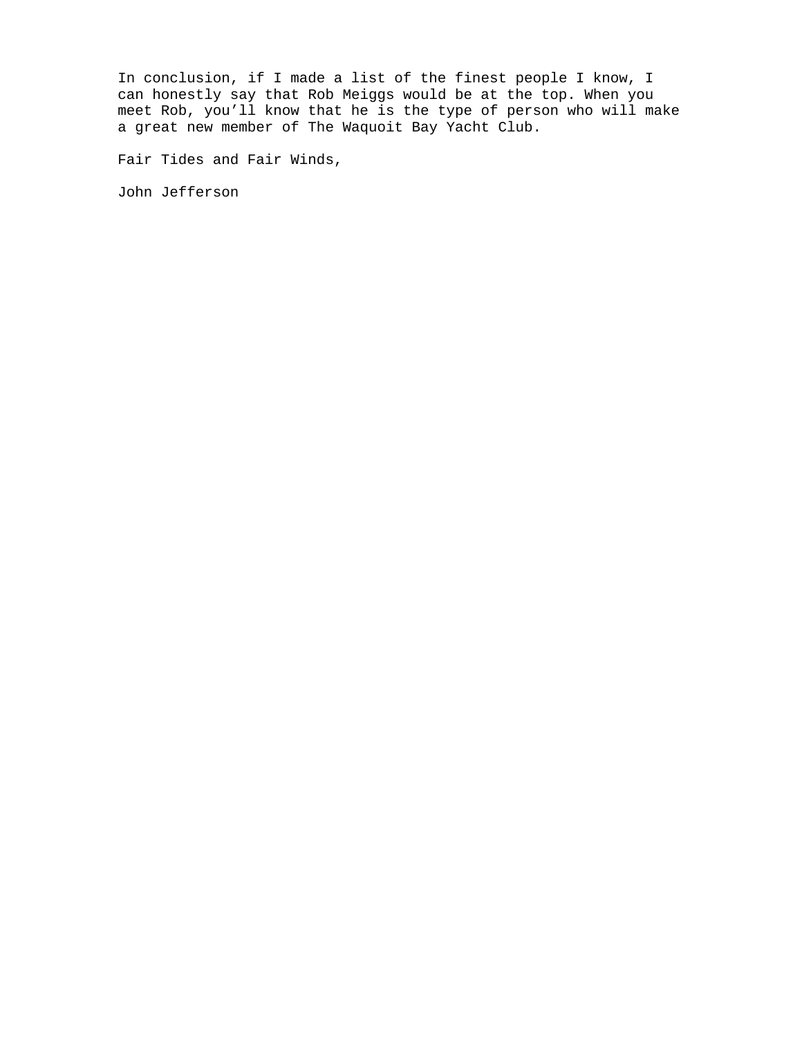In conclusion, if I made a list of the finest people I know, I can honestly say that Rob Meiggs would be at the top. When you meet Rob, you’ll know that he is the type of person who will make a great new member of The Waquoit Bay Yacht Club.

Fair Tides and Fair Winds,

John Jefferson